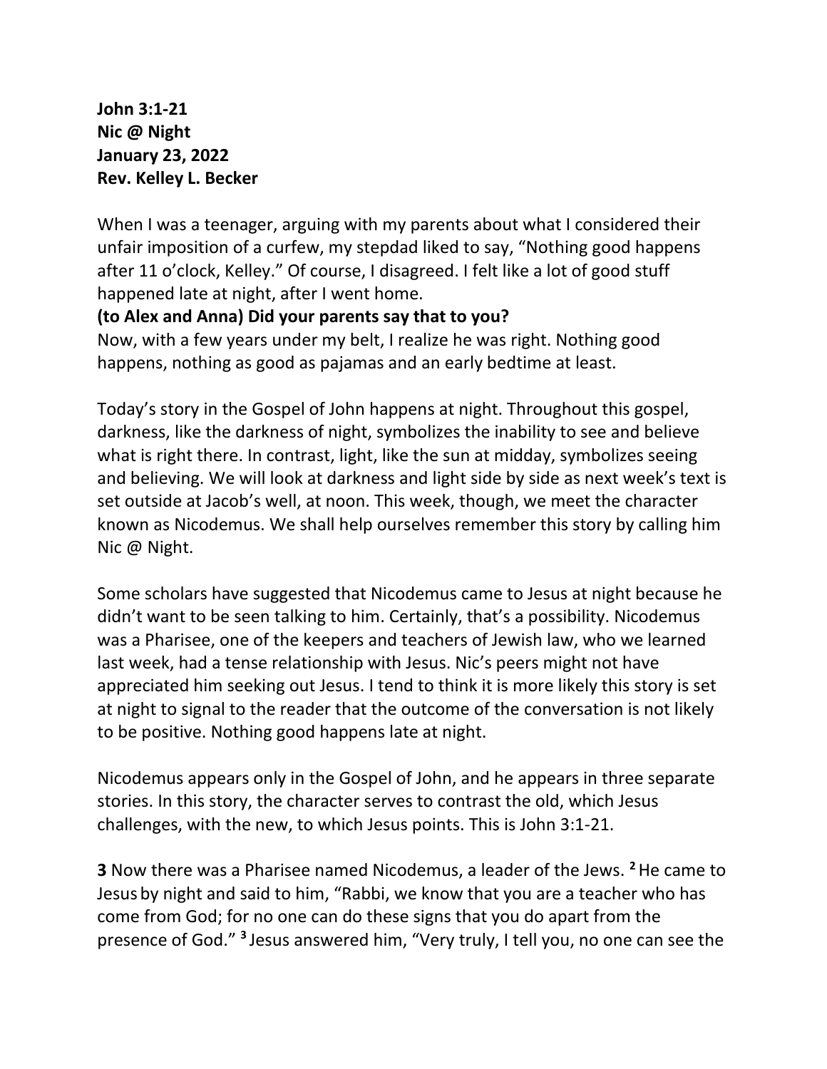**John 3:1-21**
**Nic @ Night**
**January 23, 2022**
**Rev. Kelley L. Becker**

When I was a teenager, arguing with my parents about what I considered their unfair imposition of a curfew, my stepdad liked to say, "Nothing good happens after 11 o'clock, Kelley." Of course, I disagreed. I felt like a lot of good stuff happened late at night, after I went home.

**(to Alex and Anna) Did your parents say that to you?**

Now, with a few years under my belt, I realize he was right. Nothing good happens, nothing as good as pajamas and an early bedtime at least.

Today's story in the Gospel of John happens at night. Throughout this gospel, darkness, like the darkness of night, symbolizes the inability to see and believe what is right there. In contrast, light, like the sun at midday, symbolizes seeing and believing. We will look at darkness and light side by side as next week's text is set outside at Jacob's well, at noon. This week, though, we meet the character known as Nicodemus. We shall help ourselves remember this story by calling him Nic @ Night.

Some scholars have suggested that Nicodemus came to Jesus at night because he didn't want to be seen talking to him. Certainly, that's a possibility. Nicodemus was a Pharisee, one of the keepers and teachers of Jewish law, who we learned last week, had a tense relationship with Jesus. Nic's peers might not have appreciated him seeking out Jesus. I tend to think it is more likely this story is set at night to signal to the reader that the outcome of the conversation is not likely to be positive. Nothing good happens late at night.

Nicodemus appears only in the Gospel of John, and he appears in three separate stories. In this story, the character serves to contrast the old, which Jesus challenges, with the new, to which Jesus points. This is John 3:1-21.

**3** Now there was a Pharisee named Nicodemus, a leader of the Jews. **2** He came to Jesus by night and said to him, "Rabbi, we know that you are a teacher who has come from God; for no one can do these signs that you do apart from the presence of God." **3** Jesus answered him, "Very truly, I tell you, no one can see the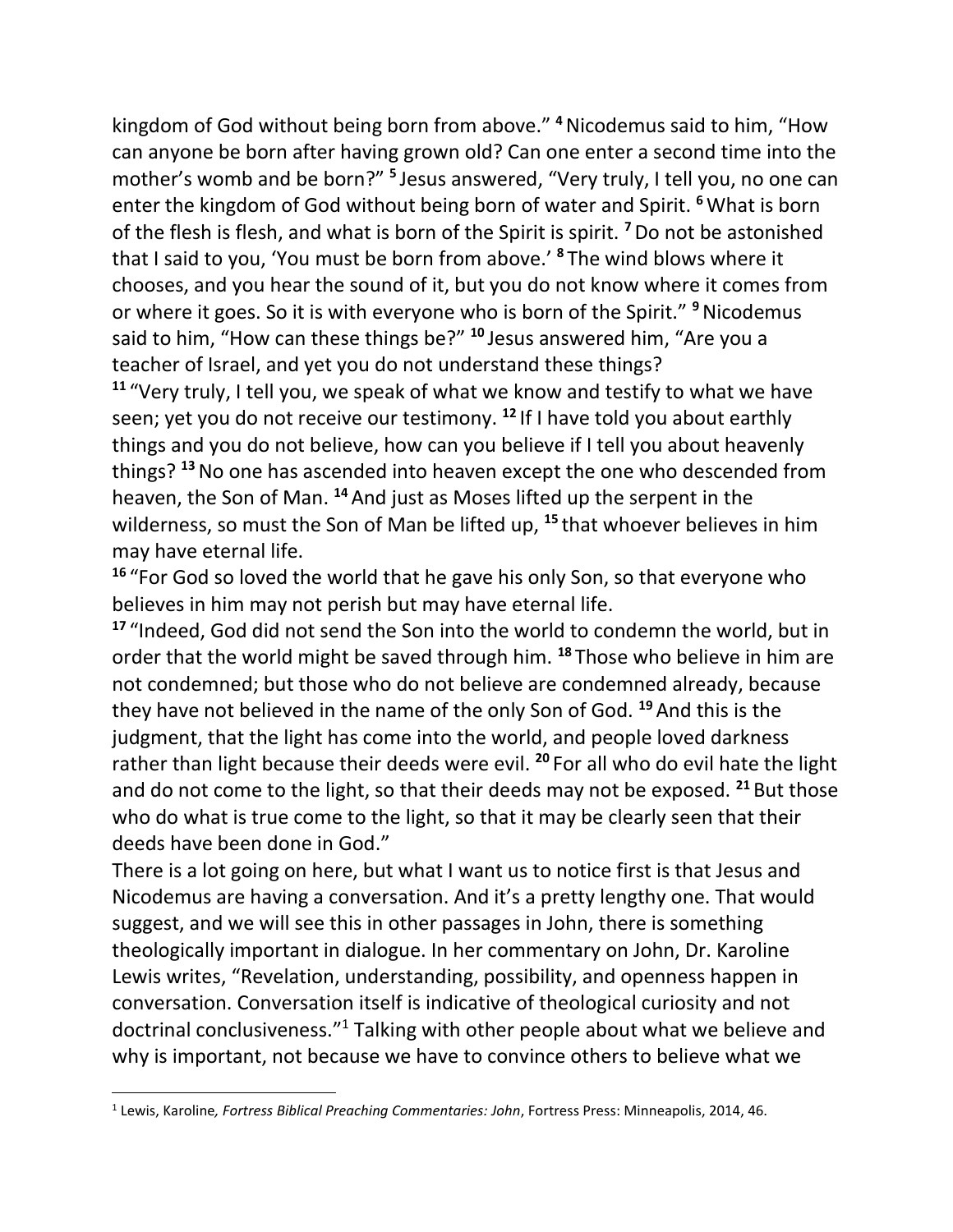kingdom of God without being born from above." [4] Nicodemus said to him, "How can anyone be born after having grown old? Can one enter a second time into the mother's womb and be born?" [5] Jesus answered, "Very truly, I tell you, no one can enter the kingdom of God without being born of water and Spirit. [6] What is born of the flesh is flesh, and what is born of the Spirit is spirit. [7] Do not be astonished that I said to you, 'You must be born from above.' [8] The wind blows where it chooses, and you hear the sound of it, but you do not know where it comes from or where it goes. So it is with everyone who is born of the Spirit." [9] Nicodemus said to him, "How can these things be?" [10] Jesus answered him, "Are you a teacher of Israel, and yet you do not understand these things?

[11] "Very truly, I tell you, we speak of what we know and testify to what we have seen; yet you do not receive our testimony. [12] If I have told you about earthly things and you do not believe, how can you believe if I tell you about heavenly things? [13] No one has ascended into heaven except the one who descended from heaven, the Son of Man. [14] And just as Moses lifted up the serpent in the wilderness, so must the Son of Man be lifted up, [15] that whoever believes in him may have eternal life.

[16] "For God so loved the world that he gave his only Son, so that everyone who believes in him may not perish but may have eternal life.

[17] "Indeed, God did not send the Son into the world to condemn the world, but in order that the world might be saved through him. [18] Those who believe in him are not condemned; but those who do not believe are condemned already, because they have not believed in the name of the only Son of God. [19] And this is the judgment, that the light has come into the world, and people loved darkness rather than light because their deeds were evil. [20] For all who do evil hate the light and do not come to the light, so that their deeds may not be exposed. [21] But those who do what is true come to the light, so that it may be clearly seen that their deeds have been done in God."

There is a lot going on here, but what I want us to notice first is that Jesus and Nicodemus are having a conversation. And it's a pretty lengthy one. That would suggest, and we will see this in other passages in John, there is something theologically important in dialogue. In her commentary on John, Dr. Karoline Lewis writes, "Revelation, understanding, possibility, and openness happen in conversation. Conversation itself is indicative of theological curiosity and not doctrinal conclusiveness."[1] Talking with other people about what we believe and why is important, not because we have to convince others to believe what we

---

[1] Lewis, Karoline*, Fortress Biblical Preaching Commentaries: John*, Fortress Press: Minneapolis, 2014, 46.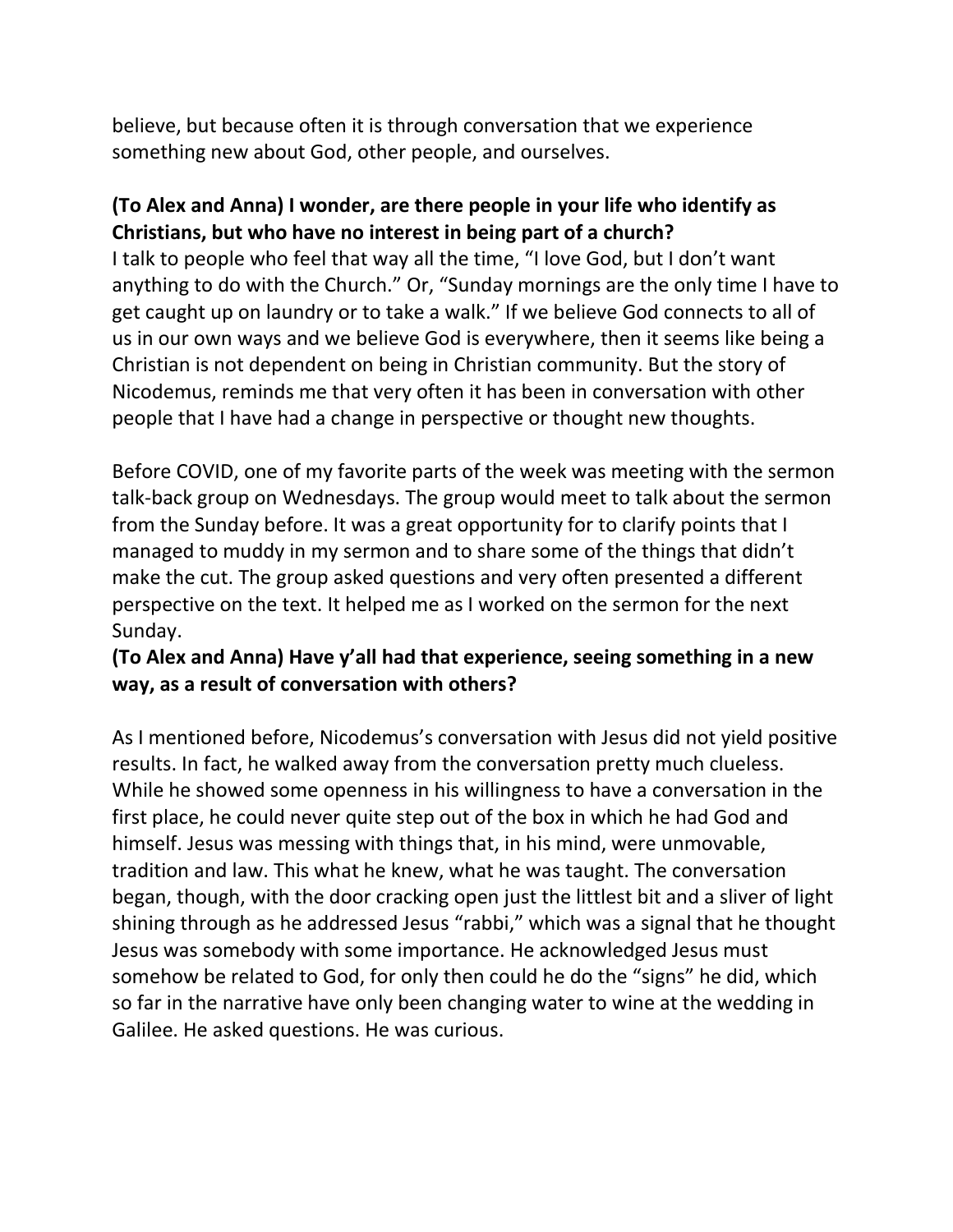believe, but because often it is through conversation that we experience something new about God, other people, and ourselves.

**(To Alex and Anna) I wonder, are there people in your life who identify as Christians, but who have no interest in being part of a church?**
I talk to people who feel that way all the time, "I love God, but I don't want anything to do with the Church." Or, "Sunday mornings are the only time I have to get caught up on laundry or to take a walk." If we believe God connects to all of us in our own ways and we believe God is everywhere, then it seems like being a Christian is not dependent on being in Christian community. But the story of Nicodemus, reminds me that very often it has been in conversation with other people that I have had a change in perspective or thought new thoughts.

Before COVID, one of my favorite parts of the week was meeting with the sermon talk-back group on Wednesdays. The group would meet to talk about the sermon from the Sunday before. It was a great opportunity for to clarify points that I managed to muddy in my sermon and to share some of the things that didn't make the cut. The group asked questions and very often presented a different perspective on the text. It helped me as I worked on the sermon for the next Sunday.
**(To Alex and Anna) Have y'all had that experience, seeing something in a new way, as a result of conversation with others?**

As I mentioned before, Nicodemus's conversation with Jesus did not yield positive results. In fact, he walked away from the conversation pretty much clueless. While he showed some openness in his willingness to have a conversation in the first place, he could never quite step out of the box in which he had God and himself. Jesus was messing with things that, in his mind, were unmovable, tradition and law. This what he knew, what he was taught. The conversation began, though, with the door cracking open just the littlest bit and a sliver of light shining through as he addressed Jesus "rabbi," which was a signal that he thought Jesus was somebody with some importance. He acknowledged Jesus must somehow be related to God, for only then could he do the "signs" he did, which so far in the narrative have only been changing water to wine at the wedding in Galilee. He asked questions. He was curious.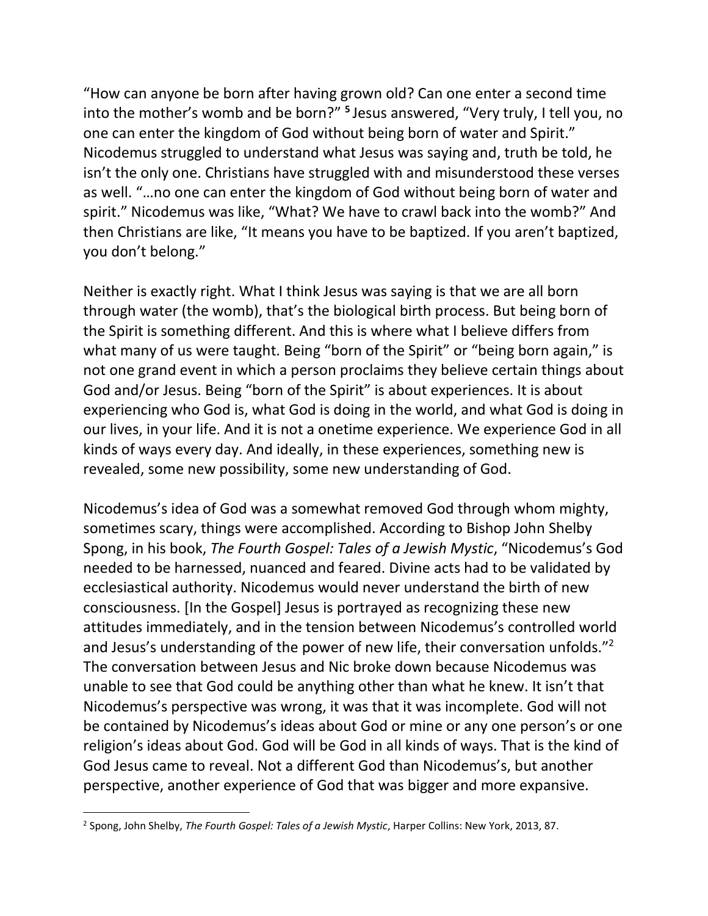"How can anyone be born after having grown old? Can one enter a second time into the mother's womb and be born?" [5] Jesus answered, "Very truly, I tell you, no one can enter the kingdom of God without being born of water and Spirit." Nicodemus struggled to understand what Jesus was saying and, truth be told, he isn't the only one. Christians have struggled with and misunderstood these verses as well. "…no one can enter the kingdom of God without being born of water and spirit." Nicodemus was like, "What? We have to crawl back into the womb?" And then Christians are like, "It means you have to be baptized. If you aren't baptized, you don't belong."

Neither is exactly right. What I think Jesus was saying is that we are all born through water (the womb), that's the biological birth process. But being born of the Spirit is something different. And this is where what I believe differs from what many of us were taught. Being "born of the Spirit" or "being born again," is not one grand event in which a person proclaims they believe certain things about God and/or Jesus. Being "born of the Spirit" is about experiences. It is about experiencing who God is, what God is doing in the world, and what God is doing in our lives, in your life. And it is not a onetime experience. We experience God in all kinds of ways every day. And ideally, in these experiences, something new is revealed, some new possibility, some new understanding of God.

Nicodemus's idea of God was a somewhat removed God through whom mighty, sometimes scary, things were accomplished. According to Bishop John Shelby Spong, in his book, *The Fourth Gospel: Tales of a Jewish Mystic*, "Nicodemus's God needed to be harnessed, nuanced and feared. Divine acts had to be validated by ecclesiastical authority. Nicodemus would never understand the birth of new consciousness. [In the Gospel] Jesus is portrayed as recognizing these new attitudes immediately, and in the tension between Nicodemus's controlled world and Jesus's understanding of the power of new life, their conversation unfolds."[2] The conversation between Jesus and Nic broke down because Nicodemus was unable to see that God could be anything other than what he knew. It isn't that Nicodemus's perspective was wrong, it was that it was incomplete. God will not be contained by Nicodemus's ideas about God or mine or any one person's or one religion's ideas about God. God will be God in all kinds of ways. That is the kind of God Jesus came to reveal. Not a different God than Nicodemus's, but another perspective, another experience of God that was bigger and more expansive.

---

[2] Spong, John Shelby, *The Fourth Gospel: Tales of a Jewish Mystic*, Harper Collins: New York, 2013, 87.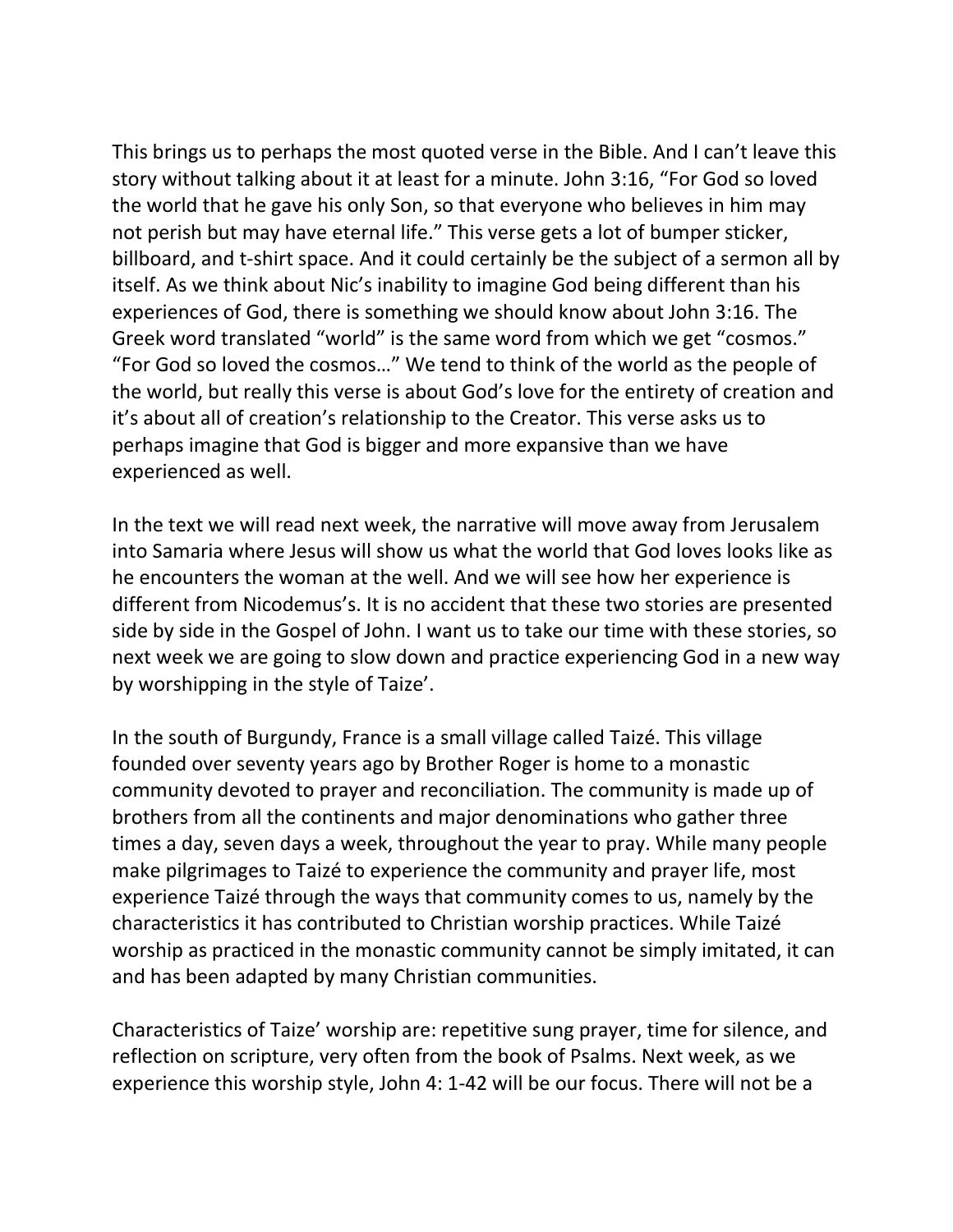This brings us to perhaps the most quoted verse in the Bible. And I can't leave this story without talking about it at least for a minute. John 3:16, "For God so loved the world that he gave his only Son, so that everyone who believes in him may not perish but may have eternal life." This verse gets a lot of bumper sticker, billboard, and t-shirt space. And it could certainly be the subject of a sermon all by itself. As we think about Nic's inability to imagine God being different than his experiences of God, there is something we should know about John 3:16. The Greek word translated "world" is the same word from which we get "cosmos." "For God so loved the cosmos…" We tend to think of the world as the people of the world, but really this verse is about God's love for the entirety of creation and it's about all of creation's relationship to the Creator. This verse asks us to perhaps imagine that God is bigger and more expansive than we have experienced as well.

In the text we will read next week, the narrative will move away from Jerusalem into Samaria where Jesus will show us what the world that God loves looks like as he encounters the woman at the well. And we will see how her experience is different from Nicodemus's. It is no accident that these two stories are presented side by side in the Gospel of John. I want us to take our time with these stories, so next week we are going to slow down and practice experiencing God in a new way by worshipping in the style of Taize'.

In the south of Burgundy, France is a small village called Taizé. This village founded over seventy years ago by Brother Roger is home to a monastic community devoted to prayer and reconciliation. The community is made up of brothers from all the continents and major denominations who gather three times a day, seven days a week, throughout the year to pray. While many people make pilgrimages to Taizé to experience the community and prayer life, most experience Taizé through the ways that community comes to us, namely by the characteristics it has contributed to Christian worship practices. While Taizé worship as practiced in the monastic community cannot be simply imitated, it can and has been adapted by many Christian communities.

Characteristics of Taize' worship are: repetitive sung prayer, time for silence, and reflection on scripture, very often from the book of Psalms. Next week, as we experience this worship style, John 4: 1-42 will be our focus. There will not be a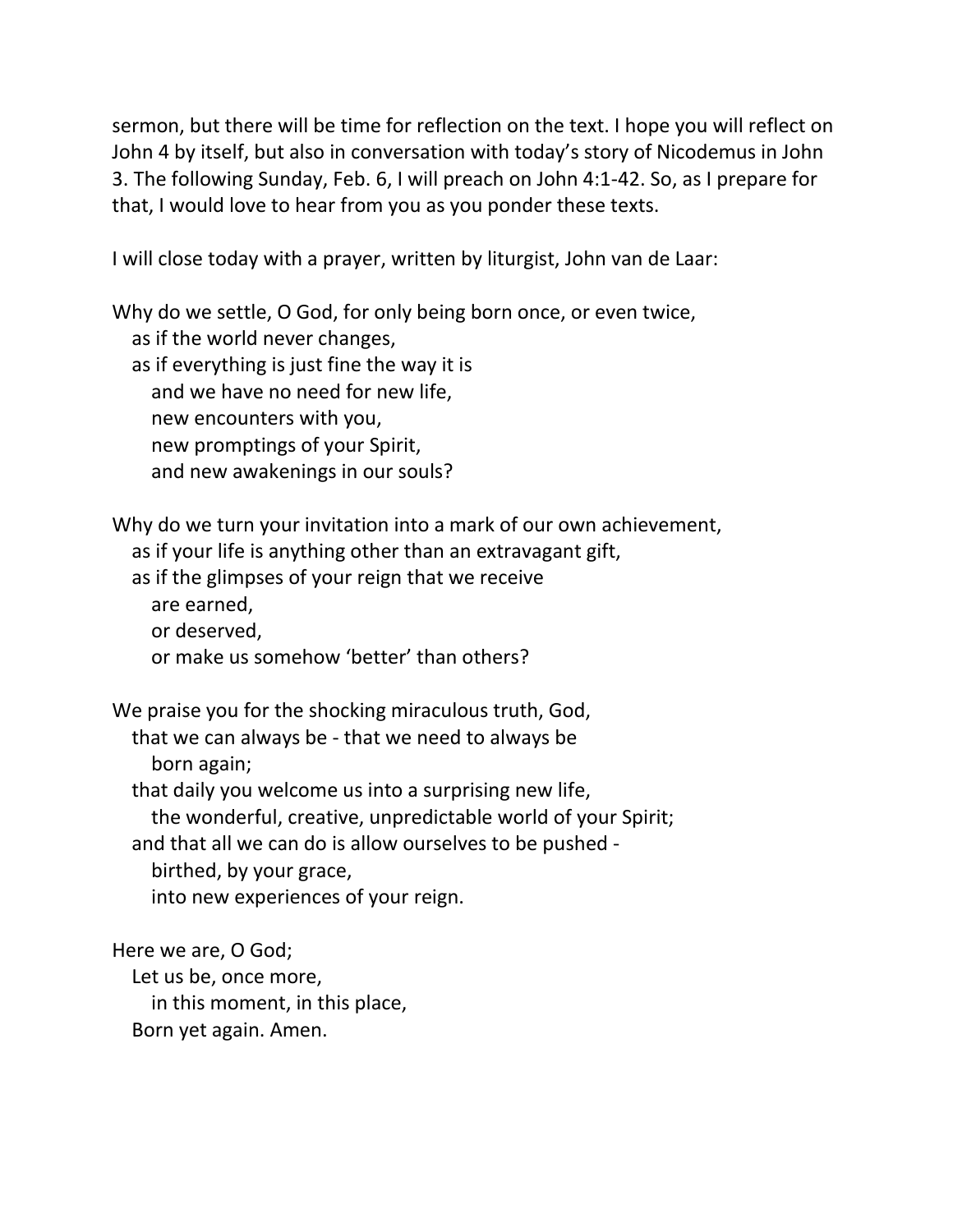sermon, but there will be time for reflection on the text. I hope you will reflect on John 4 by itself, but also in conversation with today's story of Nicodemus in John 3. The following Sunday, Feb. 6, I will preach on John 4:1-42. So, as I prepare for that, I would love to hear from you as you ponder these texts.

I will close today with a prayer, written by liturgist, John van de Laar:

Why do we settle, O God, for only being born once, or even twice,  
  as if the world never changes,  
  as if everything is just fine the way it is  
    and we have no need for new life,  
    new encounters with you,  
    new promptings of your Spirit,  
    and new awakenings in our souls?

Why do we turn your invitation into a mark of our own achievement,  
  as if your life is anything other than an extravagant gift,  
  as if the glimpses of your reign that we receive  
    are earned,  
    or deserved,  
    or make us somehow 'better' than others?

We praise you for the shocking miraculous truth, God,  
  that we can always be - that we need to always be  
    born again;  
  that daily you welcome us into a surprising new life,  
    the wonderful, creative, unpredictable world of your Spirit;  
  and that all we can do is allow ourselves to be pushed -  
    birthed, by your grace,  
    into new experiences of your reign.

Here we are, O God;  
  Let us be, once more,  
    in this moment, in this place,  
  Born yet again. Amen.